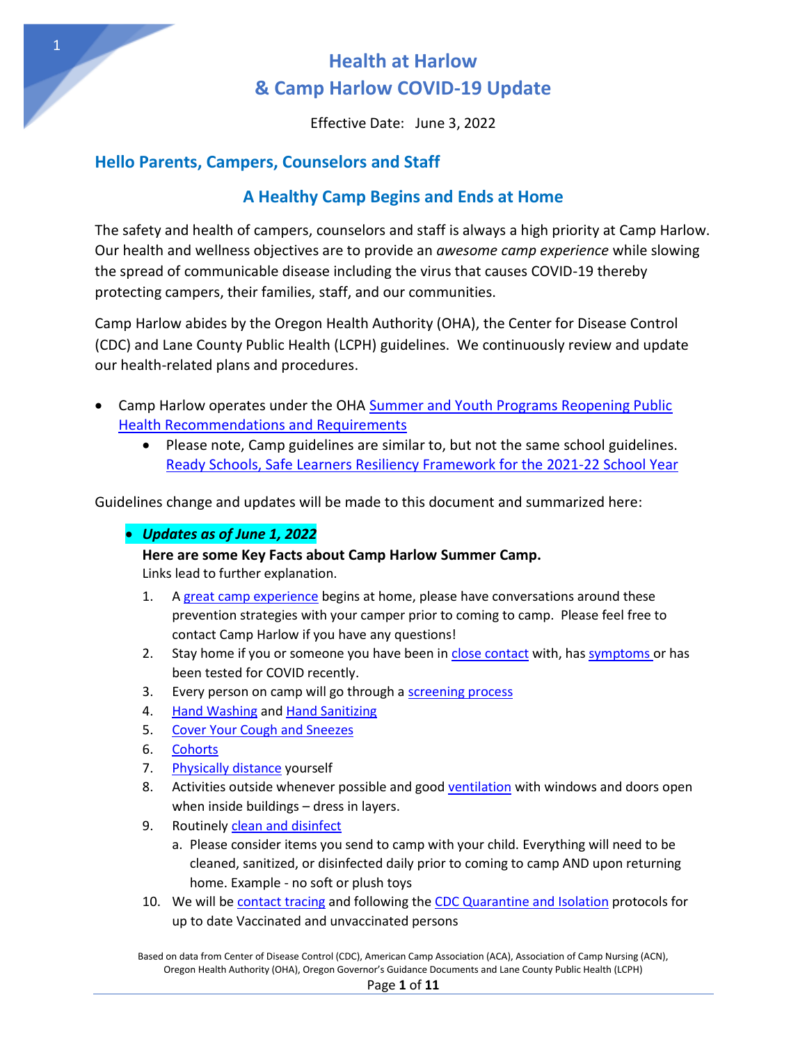# Health at Harlow
# & Camp Harlow COVID-19 Update

Effective Date: June 3, 2022

## Hello Parents, Campers, Counselors and Staff

## A Healthy Camp Begins and Ends at Home

The safety and health of campers, counselors and staff is always a high priority at Camp Harlow. Our health and wellness objectives are to provide an *awesome camp experience* while slowing the spread of communicable disease including the virus that causes COVID-19 thereby protecting campers, their families, staff, and our communities.

Camp Harlow abides by the Oregon Health Authority (OHA), the Center for Disease Control (CDC) and Lane County Public Health (LCPH) guidelines. We continuously review and update our health-related plans and procedures.

- Camp Harlow operates under the OHA Summer and Youth Programs Reopening Public Health Recommendations and Requirements
  - Please note, Camp guidelines are similar to, but not the same school guidelines. Ready Schools, Safe Learners Resiliency Framework for the 2021-22 School Year

Guidelines change and updates will be made to this document and summarized here:

- ***Updates as of June 1, 2022***

  **Here are some Key Facts about Camp Harlow Summer Camp.**
  Links lead to further explanation.

  1. A great camp experience begins at home, please have conversations around these prevention strategies with your camper prior to coming to camp. Please feel free to contact Camp Harlow if you have any questions!
  2. Stay home if you or someone you have been in close contact with, has symptoms or has been tested for COVID recently.
  3. Every person on camp will go through a screening process
  4. Hand Washing and Hand Sanitizing
  5. Cover Your Cough and Sneezes
  6. Cohorts
  7. Physically distance yourself
  8. Activities outside whenever possible and good ventilation with windows and doors open when inside buildings – dress in layers.
  9. Routinely clean and disinfect
     a. Please consider items you send to camp with your child. Everything will need to be cleaned, sanitized, or disinfected daily prior to coming to camp AND upon returning home. Example - no soft or plush toys
  10. We will be contact tracing and following the CDC Quarantine and Isolation protocols for up to date Vaccinated and unvaccinated persons

Based on data from Center of Disease Control (CDC), American Camp Association (ACA), Association of Camp Nursing (ACN), Oregon Health Authority (OHA), Oregon Governor's Guidance Documents and Lane County Public Health (LCPH)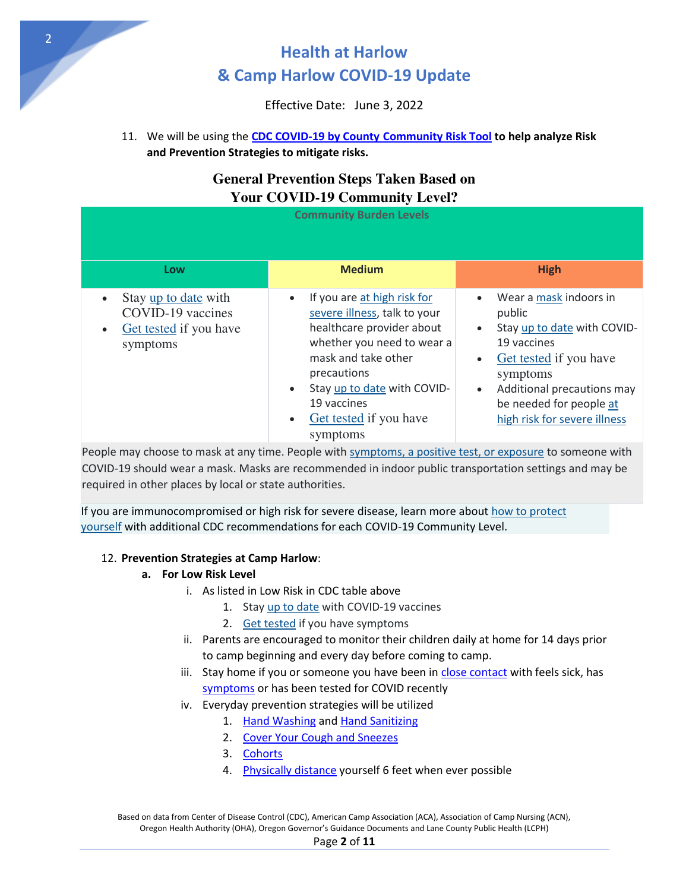# Health at Harlow
# & Camp Harlow COVID-19 Update

Effective Date: June 3, 2022

11. We will be using the **CDC COVID-19 by County Community Risk Tool** **to help analyze Risk and Prevention Strategies to mitigate risks.**

## General Prevention Steps Taken Based on Your COVID-19 Community Level?

| Community Burden Levels | | |
|---|---|---|
| **Low** | **Medium** | **High** |
| • Stay up to date with COVID-19 vaccines<br>• Get tested if you have symptoms | • If you are at high risk for severe illness, talk to your healthcare provider about whether you need to wear a mask and take other precautions<br>• Stay up to date with COVID-19 vaccines<br>• Get tested if you have symptoms | • Wear a mask indoors in public<br>• Stay up to date with COVID-19 vaccines<br>• Get tested if you have symptoms<br>• Additional precautions may be needed for people at high risk for severe illness |

People may choose to mask at any time. People with symptoms, a positive test, or exposure to someone with COVID-19 should wear a mask. Masks are recommended in indoor public transportation settings and may be required in other places by local or state authorities.

If you are immunocompromised or high risk for severe disease, learn more about how to protect yourself with additional CDC recommendations for each COVID-19 Community Level.

12. **Prevention Strategies at Camp Harlow**:
    a. **For Low Risk Level**
        i. As listed in Low Risk in CDC table above
            1. Stay up to date with COVID-19 vaccines
            2. Get tested if you have symptoms
        ii. Parents are encouraged to monitor their children daily at home for 14 days prior to camp beginning and every day before coming to camp.
        iii. Stay home if you or someone you have been in close contact with feels sick, has symptoms or has been tested for COVID recently
        iv. Everyday prevention strategies will be utilized
            1. Hand Washing and Hand Sanitizing
            2. Cover Your Cough and Sneezes
            3. Cohorts
            4. Physically distance yourself 6 feet when ever possible

Based on data from Center of Disease Control (CDC), American Camp Association (ACA), Association of Camp Nursing (ACN), Oregon Health Authority (OHA), Oregon Governor's Guidance Documents and Lane County Public Health (LCPH)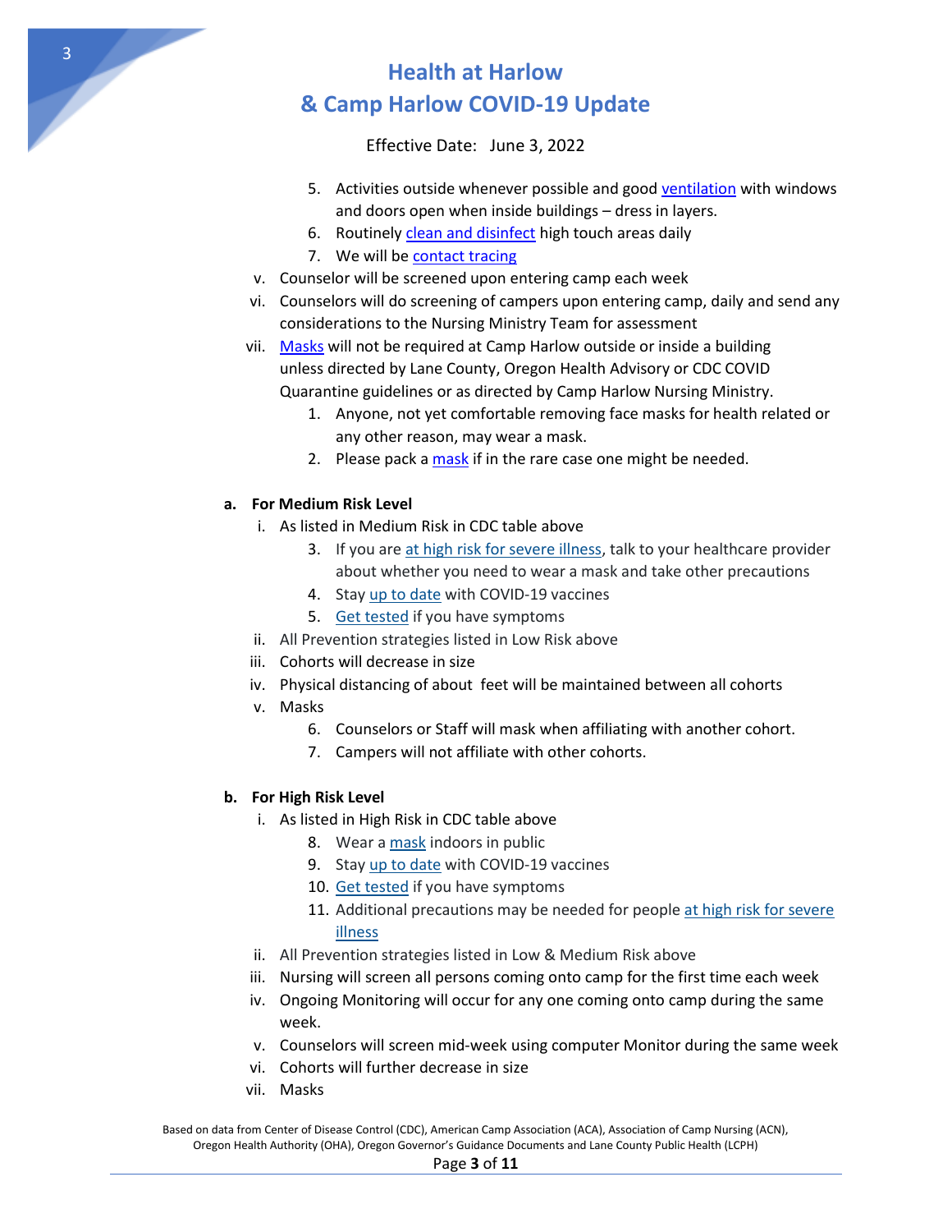# Health at Harlow
# & Camp Harlow COVID-19 Update

Effective Date: June 3, 2022

5. Activities outside whenever possible and good ventilation with windows and doors open when inside buildings – dress in layers.
6. Routinely clean and disinfect high touch areas daily
7. We will be contact tracing

v. Counselor will be screened upon entering camp each week

vi. Counselors will do screening of campers upon entering camp, daily and send any considerations to the Nursing Ministry Team for assessment

vii. Masks will not be required at Camp Harlow outside or inside a building unless directed by Lane County, Oregon Health Advisory or CDC COVID Quarantine guidelines or as directed by Camp Harlow Nursing Ministry.

1. Anyone, not yet comfortable removing face masks for health related or any other reason, may wear a mask.
2. Please pack a mask if in the rare case one might be needed.

**a. For Medium Risk Level**

i. As listed in Medium Risk in CDC table above

3. If you are at high risk for severe illness, talk to your healthcare provider about whether you need to wear a mask and take other precautions
4. Stay up to date with COVID-19 vaccines
5. Get tested if you have symptoms

ii. All Prevention strategies listed in Low Risk above

iii. Cohorts will decrease in size

iv. Physical distancing of about  feet will be maintained between all cohorts

v. Masks

6. Counselors or Staff will mask when affiliating with another cohort.
7. Campers will not affiliate with other cohorts.

**b. For High Risk Level**

i. As listed in High Risk in CDC table above

8. Wear a mask indoors in public
9. Stay up to date with COVID-19 vaccines
10. Get tested if you have symptoms
11. Additional precautions may be needed for people at high risk for severe illness

ii. All Prevention strategies listed in Low & Medium Risk above

iii. Nursing will screen all persons coming onto camp for the first time each week

iv. Ongoing Monitoring will occur for any one coming onto camp during the same week.

v. Counselors will screen mid-week using computer Monitor during the same week

vi. Cohorts will further decrease in size

vii. Masks

Based on data from Center of Disease Control (CDC), American Camp Association (ACA), Association of Camp Nursing (ACN), Oregon Health Authority (OHA), Oregon Governor's Guidance Documents and Lane County Public Health (LCPH)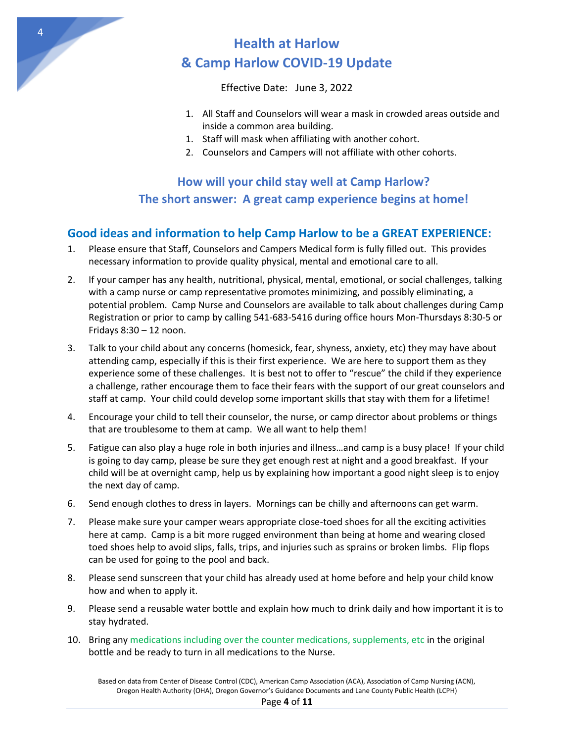# Health at Harlow
# & Camp Harlow COVID-19 Update

Effective Date: June 3, 2022

1. All Staff and Counselors will wear a mask in crowded areas outside and inside a common area building.
1. Staff will mask when affiliating with another cohort.
2. Counselors and Campers will not affiliate with other cohorts.

## How will your child stay well at Camp Harlow?
## The short answer: A great camp experience begins at home!

## Good ideas and information to help Camp Harlow to be a GREAT EXPERIENCE:

1. Please ensure that Staff, Counselors and Campers Medical form is fully filled out. This provides necessary information to provide quality physical, mental and emotional care to all.
2. If your camper has any health, nutritional, physical, mental, emotional, or social challenges, talking with a camp nurse or camp representative promotes minimizing, and possibly eliminating, a potential problem. Camp Nurse and Counselors are available to talk about challenges during Camp Registration or prior to camp by calling 541-683-5416 during office hours Mon-Thursdays 8:30-5 or Fridays 8:30 – 12 noon.
3. Talk to your child about any concerns (homesick, fear, shyness, anxiety, etc) they may have about attending camp, especially if this is their first experience. We are here to support them as they experience some of these challenges. It is best not to offer to "rescue" the child if they experience a challenge, rather encourage them to face their fears with the support of our great counselors and staff at camp. Your child could develop some important skills that stay with them for a lifetime!
4. Encourage your child to tell their counselor, the nurse, or camp director about problems or things that are troublesome to them at camp. We all want to help them!
5. Fatigue can also play a huge role in both injuries and illness…and camp is a busy place! If your child is going to day camp, please be sure they get enough rest at night and a good breakfast. If your child will be at overnight camp, help us by explaining how important a good night sleep is to enjoy the next day of camp.
6. Send enough clothes to dress in layers. Mornings can be chilly and afternoons can get warm.
7. Please make sure your camper wears appropriate close-toed shoes for all the exciting activities here at camp. Camp is a bit more rugged environment than being at home and wearing closed toed shoes help to avoid slips, falls, trips, and injuries such as sprains or broken limbs. Flip flops can be used for going to the pool and back.
8. Please send sunscreen that your child has already used at home before and help your child know how and when to apply it.
9. Please send a reusable water bottle and explain how much to drink daily and how important it is to stay hydrated.
10. Bring any medications including over the counter medications, supplements, etc in the original bottle and be ready to turn in all medications to the Nurse.

Based on data from Center of Disease Control (CDC), American Camp Association (ACA), Association of Camp Nursing (ACN), Oregon Health Authority (OHA), Oregon Governor's Guidance Documents and Lane County Public Health (LCPH)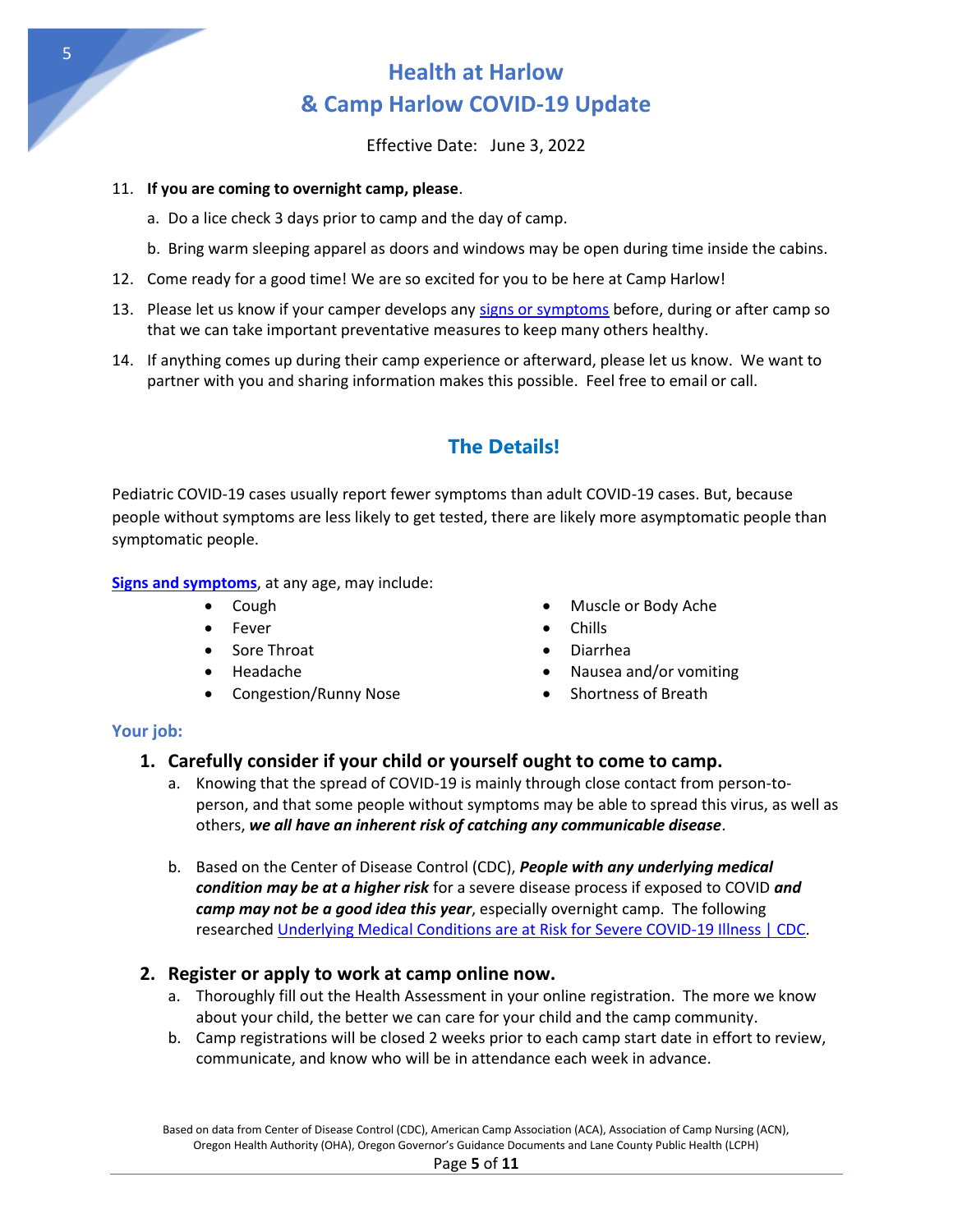# Health at Harlow & Camp Harlow COVID-19 Update

Effective Date: June 3, 2022

11. **If you are coming to overnight camp, please**.
    a. Do a lice check 3 days prior to camp and the day of camp.
    b. Bring warm sleeping apparel as doors and windows may be open during time inside the cabins.
12. Come ready for a good time! We are so excited for you to be here at Camp Harlow!
13. Please let us know if your camper develops any signs or symptoms before, during or after camp so that we can take important preventative measures to keep many others healthy.
14. If anything comes up during their camp experience or afterward, please let us know. We want to partner with you and sharing information makes this possible. Feel free to email or call.

## The Details!

Pediatric COVID-19 cases usually report fewer symptoms than adult COVID-19 cases. But, because people without symptoms are less likely to get tested, there are likely more asymptomatic people than symptomatic people.

**Signs and symptoms**, at any age, may include:

- Cough
- Fever
- Sore Throat
- Headache
- Congestion/Runny Nose
- Muscle or Body Ache
- Chills
- Diarrhea
- Nausea and/or vomiting
- Shortness of Breath

### Your job:

1. **Carefully consider if your child or yourself ought to come to camp.**
   a. Knowing that the spread of COVID-19 is mainly through close contact from person-to-person, and that some people without symptoms may be able to spread this virus, as well as others, ***we all have an inherent risk of catching any communicable disease***.

   b. Based on the Center of Disease Control (CDC), ***People with any underlying medical condition may be at a higher risk*** for a severe disease process if exposed to COVID ***and camp may not be a good idea this year***, especially overnight camp. The following researched Underlying Medical Conditions are at Risk for Severe COVID-19 Illness | CDC.

2. **Register or apply to work at camp online now.**
   a. Thoroughly fill out the Health Assessment in your online registration. The more we know about your child, the better we can care for your child and the camp community.
   b. Camp registrations will be closed 2 weeks prior to each camp start date in effort to review, communicate, and know who will be in attendance each week in advance.

Based on data from Center of Disease Control (CDC), American Camp Association (ACA), Association of Camp Nursing (ACN), Oregon Health Authority (OHA), Oregon Governor's Guidance Documents and Lane County Public Health (LCPH)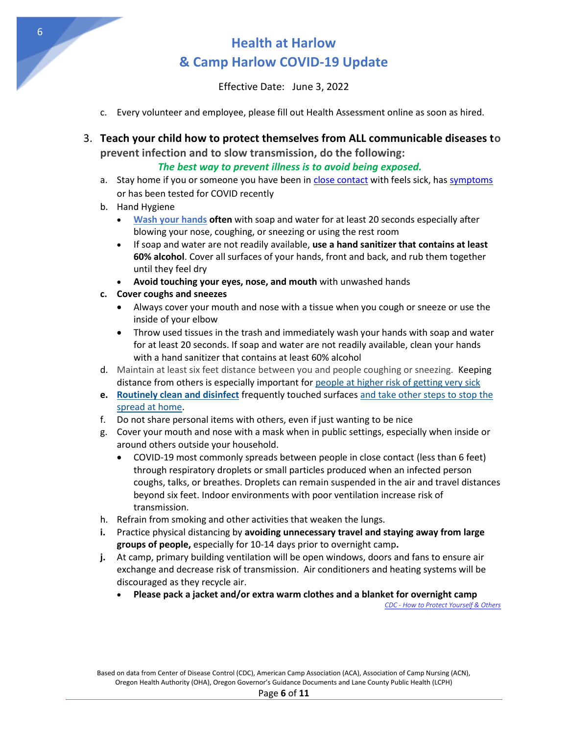# Health at Harlow
# & Camp Harlow COVID-19 Update

Effective Date: June 3, 2022

c. Every volunteer and employee, please fill out Health Assessment online as soon as hired.

3. **Teach your child how to protect themselves from ALL communicable diseases to prevent infection and to slow transmission, do the following:**

   ***The best way to prevent illness is to avoid being exposed.***

   a. Stay home if you or someone you have been in close contact with feels sick, has symptoms or has been tested for COVID recently
   b. Hand Hygiene
      - **Wash your hands often** with soap and water for at least 20 seconds especially after blowing your nose, coughing, or sneezing or using the rest room
      - If soap and water are not readily available, **use a hand sanitizer that contains at least 60% alcohol**. Cover all surfaces of your hands, front and back, and rub them together until they feel dry
      - **Avoid touching your eyes, nose, and mouth** with unwashed hands
   c. **Cover coughs and sneezes**
      - Always cover your mouth and nose with a tissue when you cough or sneeze or use the inside of your elbow
      - Throw used tissues in the trash and immediately wash your hands with soap and water for at least 20 seconds. If soap and water are not readily available, clean your hands with a hand sanitizer that contains at least 60% alcohol
   d. Maintain at least six feet distance between you and people coughing or sneezing. Keeping distance from others is especially important for people at higher risk of getting very sick
   e. **Routinely clean and disinfect** frequently touched surfaces and take other steps to stop the spread at home.
   f. Do not share personal items with others, even if just wanting to be nice
   g. Cover your mouth and nose with a mask when in public settings, especially when inside or around others outside your household.
      - COVID-19 most commonly spreads between people in close contact (less than 6 feet) through respiratory droplets or small particles produced when an infected person coughs, talks, or breathes. Droplets can remain suspended in the air and travel distances beyond six feet. Indoor environments with poor ventilation increase risk of transmission.
   h. Refrain from smoking and other activities that weaken the lungs.
   i. Practice physical distancing by **avoiding unnecessary travel and staying away from large groups of people,** especially for 10-14 days prior to overnight camp**.**
   j. At camp, primary building ventilation will be open windows, doors and fans to ensure air exchange and decrease risk of transmission. Air conditioners and heating systems will be discouraged as they recycle air.
      - **Please pack a jacket and/or extra warm clothes and a blanket for overnight camp**

*CDC - How to Protect Yourself & Others*

Based on data from Center of Disease Control (CDC), American Camp Association (ACA), Association of Camp Nursing (ACN), Oregon Health Authority (OHA), Oregon Governor's Guidance Documents and Lane County Public Health (LCPH)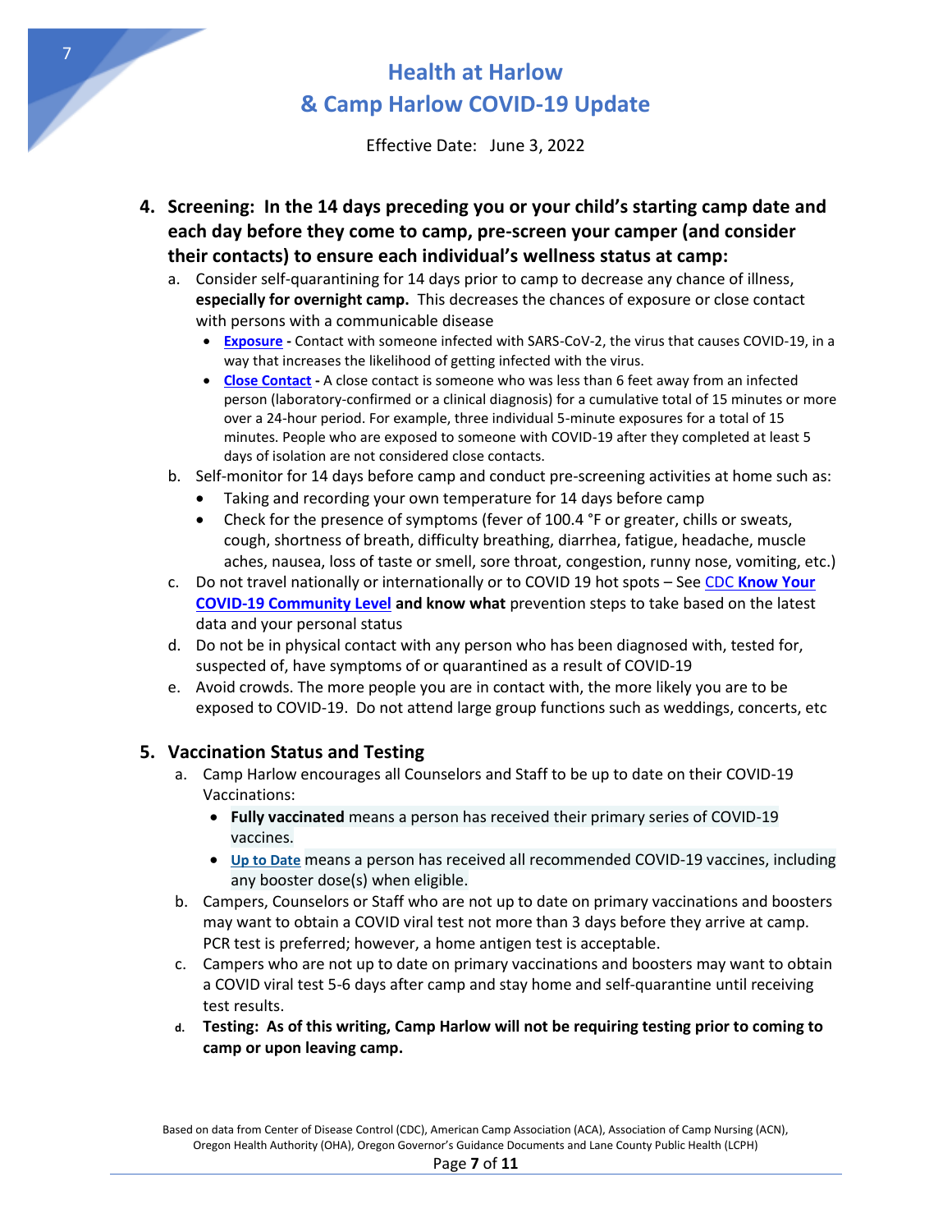# Health at Harlow
# & Camp Harlow COVID-19 Update

Effective Date: June 3, 2022

4. **Screening: In the 14 days preceding you or your child's starting camp date and each day before they come to camp, pre-screen your camper (and consider their contacts) to ensure each individual's wellness status at camp:**
   a. Consider self-quarantining for 14 days prior to camp to decrease any chance of illness, **especially for overnight camp.** This decreases the chances of exposure or close contact with persons with a communicable disease
      - **Exposure -** Contact with someone infected with SARS-CoV-2, the virus that causes COVID-19, in a way that increases the likelihood of getting infected with the virus.
      - **Close Contact -** A close contact is someone who was less than 6 feet away from an infected person (laboratory-confirmed or a clinical diagnosis) for a cumulative total of 15 minutes or more over a 24-hour period. For example, three individual 5-minute exposures for a total of 15 minutes. People who are exposed to someone with COVID-19 after they completed at least 5 days of isolation are not considered close contacts.

   b. Self-monitor for 14 days before camp and conduct pre-screening activities at home such as:
      - Taking and recording your own temperature for 14 days before camp
      - Check for the presence of symptoms (fever of 100.4 °F or greater, chills or sweats, cough, shortness of breath, difficulty breathing, diarrhea, fatigue, headache, muscle aches, nausea, loss of taste or smell, sore throat, congestion, runny nose, vomiting, etc.)

   c. Do not travel nationally or internationally or to COVID 19 hot spots – See CDC **Know Your COVID-19 Community Level and know what** prevention steps to take based on the latest data and your personal status
   d. Do not be in physical contact with any person who has been diagnosed with, tested for, suspected of, have symptoms of or quarantined as a result of COVID-19
   e. Avoid crowds. The more people you are in contact with, the more likely you are to be exposed to COVID-19. Do not attend large group functions such as weddings, concerts, etc

5. **Vaccination Status and Testing**
   a. Camp Harlow encourages all Counselors and Staff to be up to date on their COVID-19 Vaccinations:
      - **Fully vaccinated** means a person has received their primary series of COVID-19 vaccines.
      - **Up to Date** means a person has received all recommended COVID-19 vaccines, including any booster dose(s) when eligible.

   b. Campers, Counselors or Staff who are not up to date on primary vaccinations and boosters may want to obtain a COVID viral test not more than 3 days before they arrive at camp. PCR test is preferred; however, a home antigen test is acceptable.
   c. Campers who are not up to date on primary vaccinations and boosters may want to obtain a COVID viral test 5-6 days after camp and stay home and self-quarantine until receiving test results.
   d. **Testing: As of this writing, Camp Harlow will not be requiring testing prior to coming to camp or upon leaving camp.**

Based on data from Center of Disease Control (CDC), American Camp Association (ACA), Association of Camp Nursing (ACN), Oregon Health Authority (OHA), Oregon Governor's Guidance Documents and Lane County Public Health (LCPH)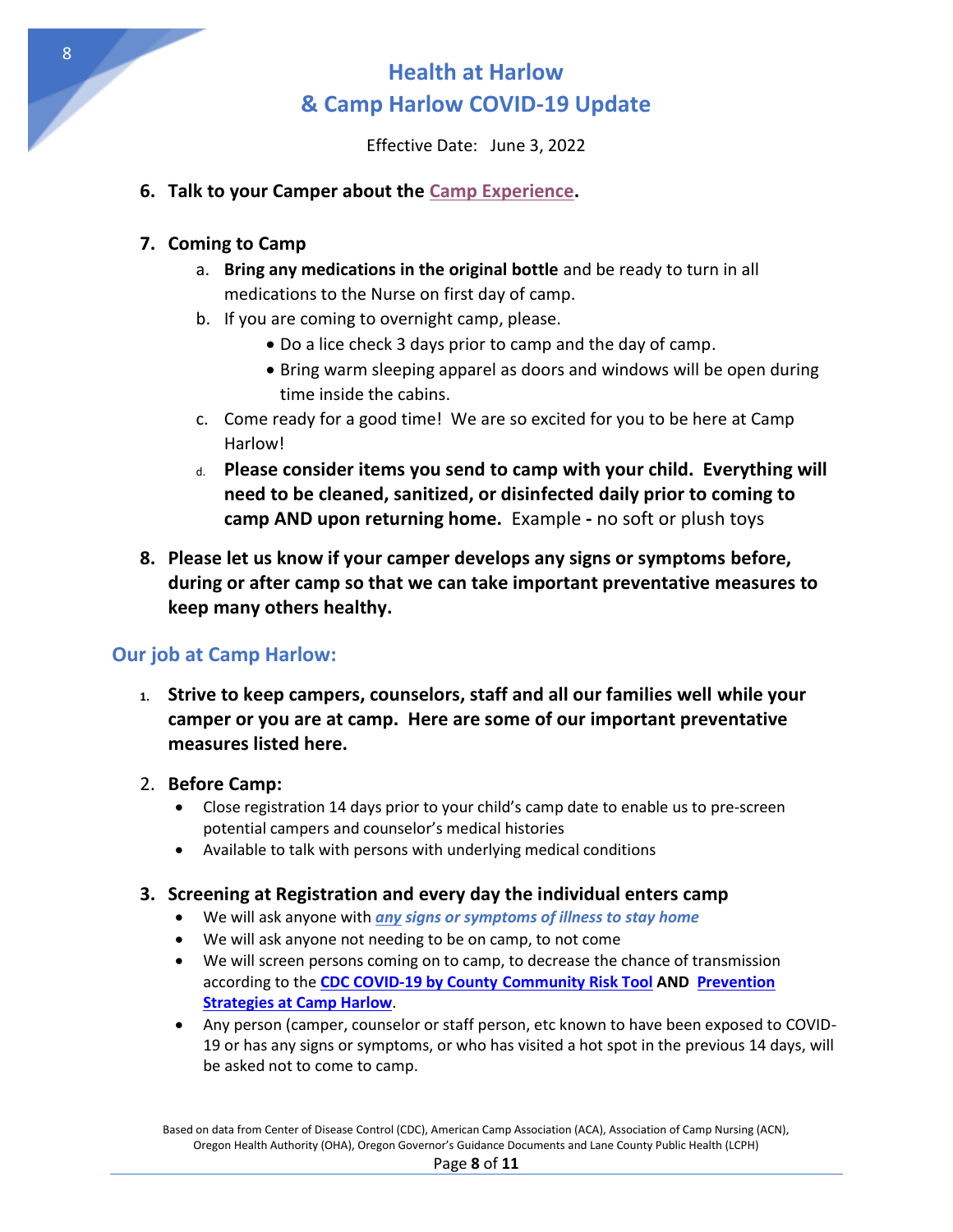# Health at Harlow
# & Camp Harlow COVID-19 Update

Effective Date: June 3, 2022

6. **Talk to your Camper about the Camp Experience.**

7. **Coming to Camp**
   a. **Bring any medications in the original bottle** and be ready to turn in all medications to the Nurse on first day of camp.
   b. If you are coming to overnight camp, please.
      - Do a lice check 3 days prior to camp and the day of camp.
      - Bring warm sleeping apparel as doors and windows will be open during time inside the cabins.
   c. Come ready for a good time! We are so excited for you to be here at Camp Harlow!
   d. **Please consider items you send to camp with your child. Everything will need to be cleaned, sanitized, or disinfected daily prior to coming to camp AND upon returning home.** Example **-** no soft or plush toys

8. **Please let us know if your camper develops any signs or symptoms before, during or after camp so that we can take important preventative measures to keep many others healthy.**

## Our job at Camp Harlow:

1. **Strive to keep campers, counselors, staff and all our families well while your camper or you are at camp. Here are some of our important preventative measures listed here.**

2. **Before Camp:**
   - Close registration 14 days prior to your child's camp date to enable us to pre-screen potential campers and counselor's medical histories
   - Available to talk with persons with underlying medical conditions

3. **Screening at Registration and every day the individual enters camp**
   - We will ask anyone with ***any signs or symptoms of illness to stay home***
   - We will ask anyone not needing to be on camp, to not come
   - We will screen persons coming on to camp, to decrease the chance of transmission according to the **CDC COVID-19 by County Community Risk Tool AND Prevention Strategies at Camp Harlow**.
   - Any person (camper, counselor or staff person, etc known to have been exposed to COVID-19 or has any signs or symptoms, or who has visited a hot spot in the previous 14 days, will be asked not to come to camp.

Based on data from Center of Disease Control (CDC), American Camp Association (ACA), Association of Camp Nursing (ACN), Oregon Health Authority (OHA), Oregon Governor's Guidance Documents and Lane County Public Health (LCPH)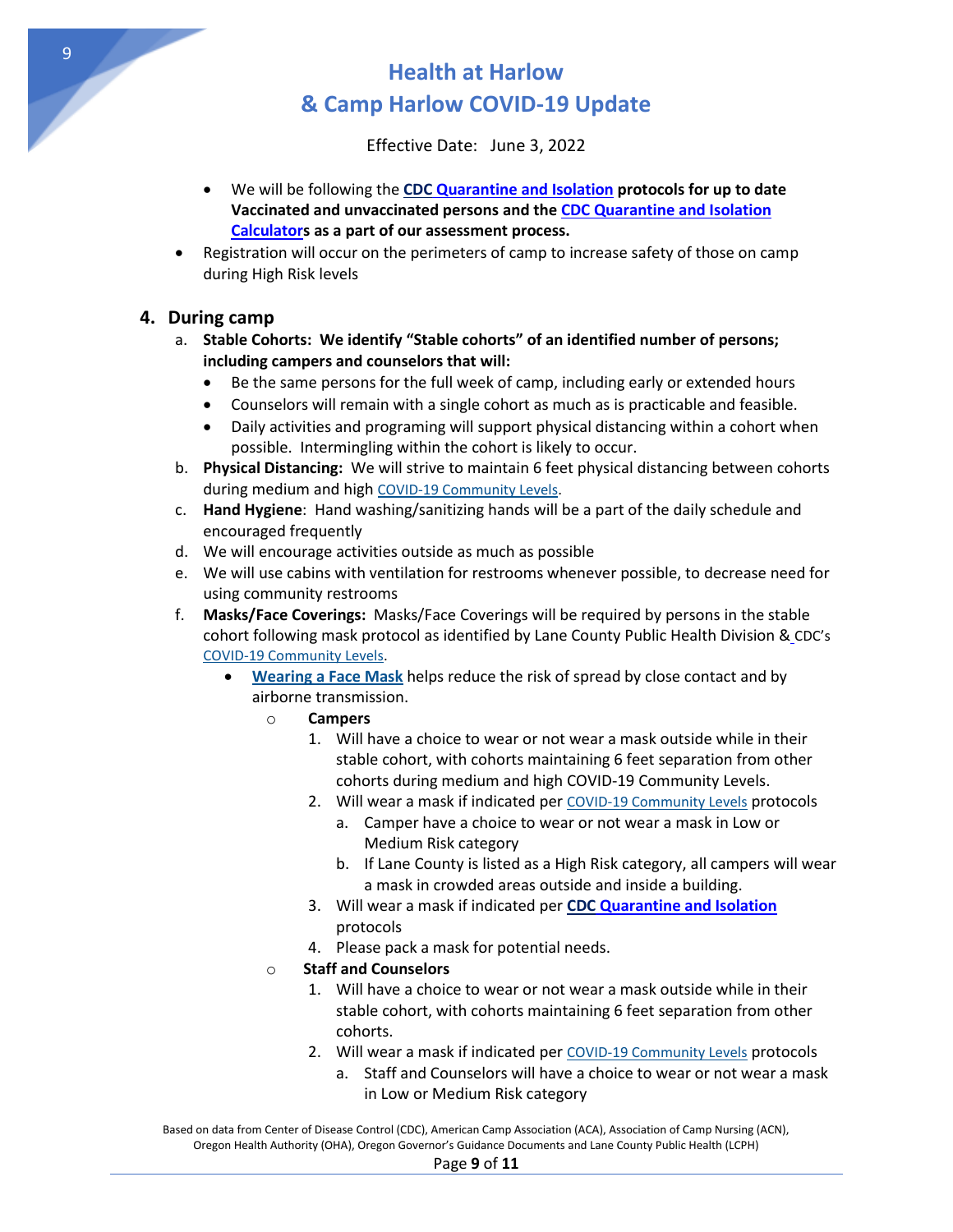- We will be following the **CDC Quarantine and Isolation protocols for up to date Vaccinated and unvaccinated persons and the CDC Quarantine and Isolation Calculators as a part of our assessment process.**
- Registration will occur on the perimeters of camp to increase safety of those on camp during High Risk levels

## 4. During camp

a. **Stable Cohorts: We identify "Stable cohorts" of an identified number of persons; including campers and counselors that will:**
   - Be the same persons for the full week of camp, including early or extended hours
   - Counselors will remain with a single cohort as much as is practicable and feasible.
   - Daily activities and programing will support physical distancing within a cohort when possible. Intermingling within the cohort is likely to occur.

b. **Physical Distancing:** We will strive to maintain 6 feet physical distancing between cohorts during medium and high COVID-19 Community Levels.

c. **Hand Hygiene**: Hand washing/sanitizing hands will be a part of the daily schedule and encouraged frequently

d. We will encourage activities outside as much as possible

e. We will use cabins with ventilation for restrooms whenever possible, to decrease need for using community restrooms

f. **Masks/Face Coverings:** Masks/Face Coverings will be required by persons in the stable cohort following mask protocol as identified by Lane County Public Health Division & CDC's COVID-19 Community Levels.
   - **Wearing a Face Mask** helps reduce the risk of spread by close contact and by airborne transmission.
     - **Campers**
       1. Will have a choice to wear or not wear a mask outside while in their stable cohort, with cohorts maintaining 6 feet separation from other cohorts during medium and high COVID-19 Community Levels.
       2. Will wear a mask if indicated per COVID-19 Community Levels protocols
          a. Camper have a choice to wear or not wear a mask in Low or Medium Risk category
          b. If Lane County is listed as a High Risk category, all campers will wear a mask in crowded areas outside and inside a building.
       3. Will wear a mask if indicated per **CDC Quarantine and Isolation** protocols
       4. Please pack a mask for potential needs.
     - **Staff and Counselors**
       1. Will have a choice to wear or not wear a mask outside while in their stable cohort, with cohorts maintaining 6 feet separation from other cohorts.
       2. Will wear a mask if indicated per COVID-19 Community Levels protocols
          a. Staff and Counselors will have a choice to wear or not wear a mask in Low or Medium Risk category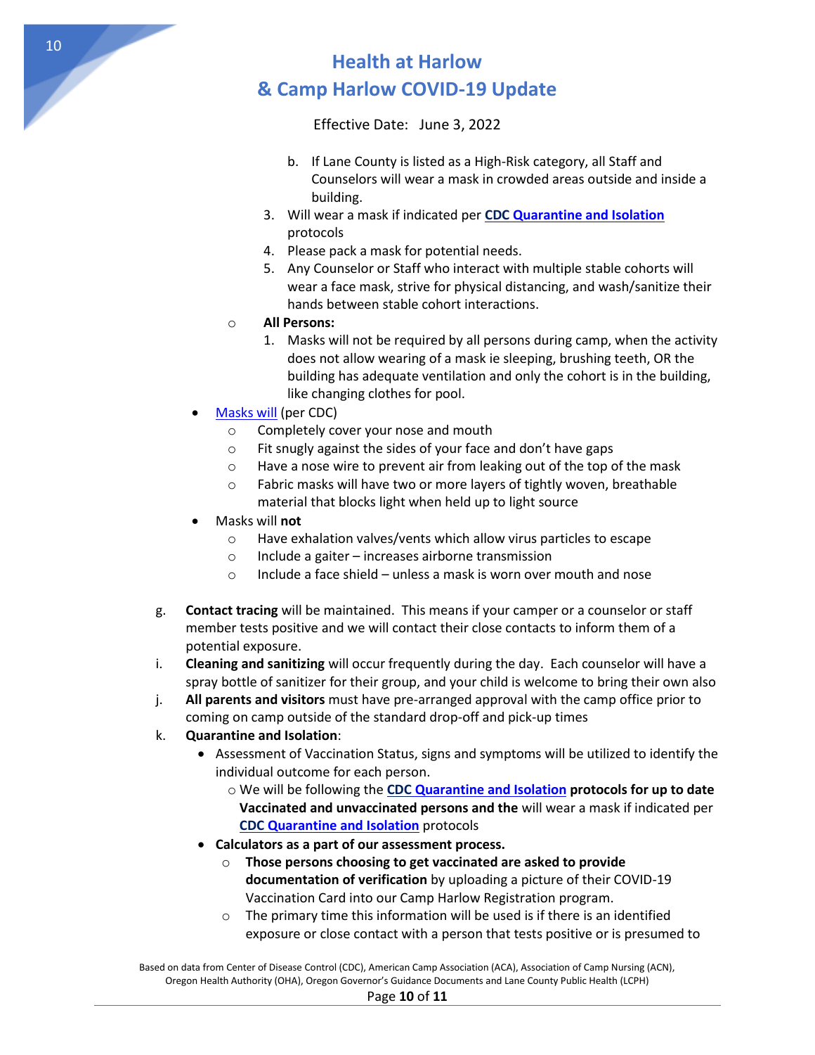# Health at Harlow
# & Camp Harlow COVID-19 Update

Effective Date: June 3, 2022

- b. If Lane County is listed as a High-Risk category, all Staff and Counselors will wear a mask in crowded areas outside and inside a building.
3. Will wear a mask if indicated per **CDC Quarantine and Isolation** protocols
4. Please pack a mask for potential needs.
5. Any Counselor or Staff who interact with multiple stable cohorts will wear a face mask, strive for physical distancing, and wash/sanitize their hands between stable cohort interactions.

- **All Persons:**
  1. Masks will not be required by all persons during camp, when the activity does not allow wearing of a mask ie sleeping, brushing teeth, OR the building has adequate ventilation and only the cohort is in the building, like changing clothes for pool.

- Masks will (per CDC)
  - Completely cover your nose and mouth
  - Fit snugly against the sides of your face and don't have gaps
  - Have a nose wire to prevent air from leaking out of the top of the mask
  - Fabric masks will have two or more layers of tightly woven, breathable material that blocks light when held up to light source
- Masks will **not**
  - Have exhalation valves/vents which allow virus particles to escape
  - Include a gaiter – increases airborne transmission
  - Include a face shield – unless a mask is worn over mouth and nose

g. **Contact tracing** will be maintained. This means if your camper or a counselor or staff member tests positive and we will contact their close contacts to inform them of a potential exposure.

i. **Cleaning and sanitizing** will occur frequently during the day. Each counselor will have a spray bottle of sanitizer for their group, and your child is welcome to bring their own also

j. **All parents and visitors** must have pre-arranged approval with the camp office prior to coming on camp outside of the standard drop-off and pick-up times

k. **Quarantine and Isolation**:
- Assessment of Vaccination Status, signs and symptoms will be utilized to identify the individual outcome for each person.
  - We will be following the **CDC Quarantine and Isolation protocols for up to date Vaccinated and unvaccinated persons and the** will wear a mask if indicated per **CDC Quarantine and Isolation** protocols
- **Calculators as a part of our assessment process.**
  - **Those persons choosing to get vaccinated are asked to provide documentation of verification** by uploading a picture of their COVID-19 Vaccination Card into our Camp Harlow Registration program.
  - The primary time this information will be used is if there is an identified exposure or close contact with a person that tests positive or is presumed to

Based on data from Center of Disease Control (CDC), American Camp Association (ACA), Association of Camp Nursing (ACN), Oregon Health Authority (OHA), Oregon Governor's Guidance Documents and Lane County Public Health (LCPH)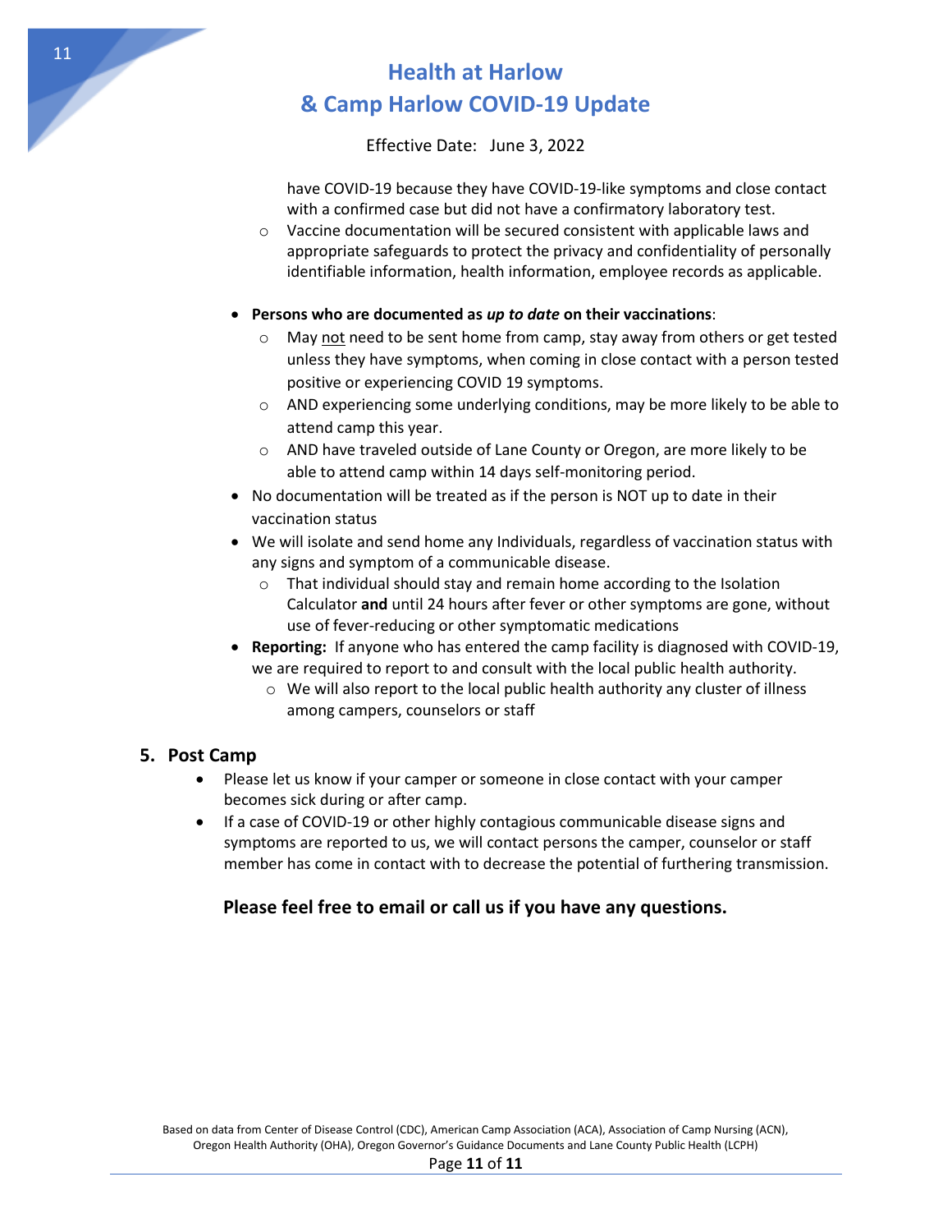have COVID-19 because they have COVID-19-like symptoms and close contact with a confirmed case but did not have a confirmatory laboratory test.
  - Vaccine documentation will be secured consistent with applicable laws and appropriate safeguards to protect the privacy and confidentiality of personally identifiable information, health information, employee records as applicable.

- **Persons who are documented as *up to date* on their vaccinations**:
  - May not need to be sent home from camp, stay away from others or get tested unless they have symptoms, when coming in close contact with a person tested positive or experiencing COVID 19 symptoms.
  - AND experiencing some underlying conditions, may be more likely to be able to attend camp this year.
  - AND have traveled outside of Lane County or Oregon, are more likely to be able to attend camp within 14 days self-monitoring period.
- No documentation will be treated as if the person is NOT up to date in their vaccination status
- We will isolate and send home any Individuals, regardless of vaccination status with any signs and symptom of a communicable disease.
  - That individual should stay and remain home according to the Isolation Calculator **and** until 24 hours after fever or other symptoms are gone, without use of fever-reducing or other symptomatic medications
- **Reporting:** If anyone who has entered the camp facility is diagnosed with COVID-19, we are required to report to and consult with the local public health authority.
  - We will also report to the local public health authority any cluster of illness among campers, counselors or staff

## 5. Post Camp

- Please let us know if your camper or someone in close contact with your camper becomes sick during or after camp.
- If a case of COVID-19 or other highly contagious communicable disease signs and symptoms are reported to us, we will contact persons the camper, counselor or staff member has come in contact with to decrease the potential of furthering transmission.

**Please feel free to email or call us if you have any questions.**